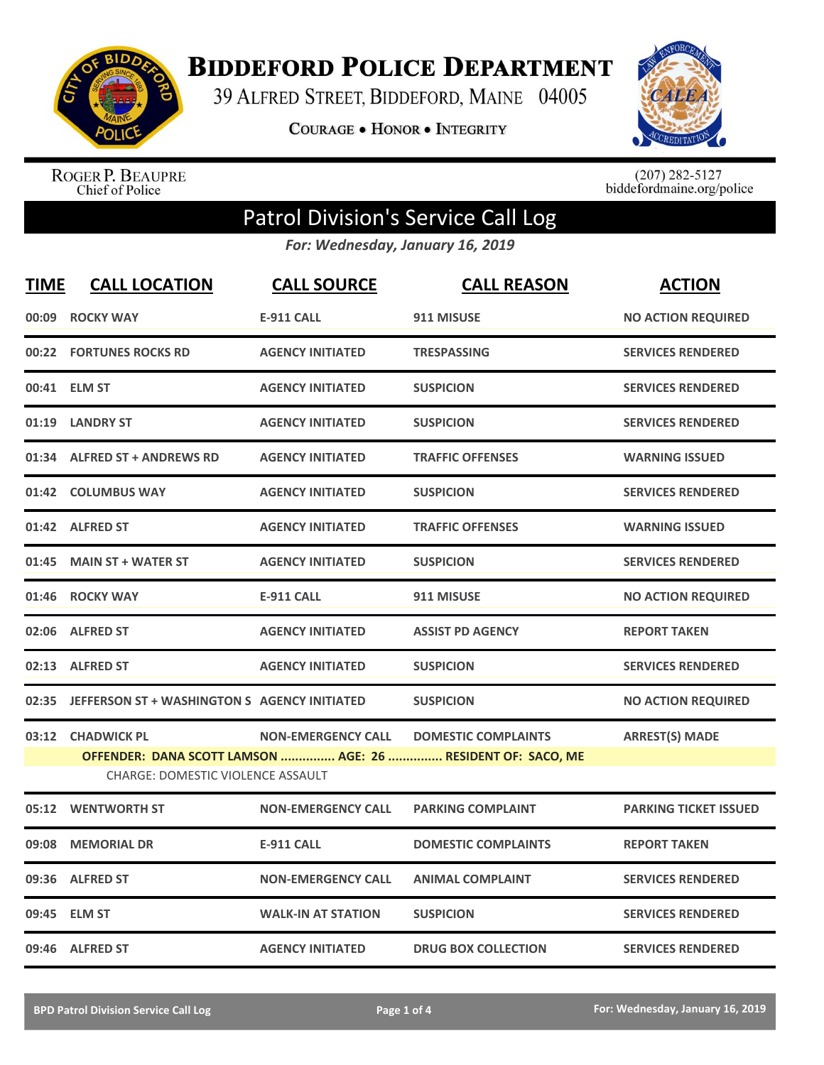# Biddeford Police Department

39 Alfred Street, Biddeford, Maine 04005

Courage • Honor • Integrity

Roger P. Beaupre
Chief of Police

(207) 282-5127
biddefordmaine.org/police

## Patrol Division's Service Call Log

*For: Wednesday, January 16, 2019*

| TIME | CALL LOCATION | CALL SOURCE | CALL REASON | ACTION |
|---|---|---|---|---|
| 00:09 | ROCKY WAY | E-911 CALL | 911 MISUSE | NO ACTION REQUIRED |
| 00:22 | FORTUNES ROCKS RD | AGENCY INITIATED | TRESPASSING | SERVICES RENDERED |
| 00:41 | ELM ST | AGENCY INITIATED | SUSPICION | SERVICES RENDERED |
| 01:19 | LANDRY ST | AGENCY INITIATED | SUSPICION | SERVICES RENDERED |
| 01:34 | ALFRED ST + ANDREWS RD | AGENCY INITIATED | TRAFFIC OFFENSES | WARNING ISSUED |
| 01:42 | COLUMBUS WAY | AGENCY INITIATED | SUSPICION | SERVICES RENDERED |
| 01:42 | ALFRED ST | AGENCY INITIATED | TRAFFIC OFFENSES | WARNING ISSUED |
| 01:45 | MAIN ST + WATER ST | AGENCY INITIATED | SUSPICION | SERVICES RENDERED |
| 01:46 | ROCKY WAY | E-911 CALL | 911 MISUSE | NO ACTION REQUIRED |
| 02:06 | ALFRED ST | AGENCY INITIATED | ASSIST PD AGENCY | REPORT TAKEN |
| 02:13 | ALFRED ST | AGENCY INITIATED | SUSPICION | SERVICES RENDERED |
| 02:35 | JEFFERSON ST + WASHINGTON S | AGENCY INITIATED | SUSPICION | NO ACTION REQUIRED |
| 03:12 | CHADWICK PL | NON-EMERGENCY CALL | DOMESTIC COMPLAINTS | ARREST(S) MADE |
| | OFFENDER: DANA SCOTT LAMSON ............... AGE: 26 ............... RESIDENT OF: SACO, ME | | | |
| | CHARGE: DOMESTIC VIOLENCE ASSAULT | | | |
| 05:12 | WENTWORTH ST | NON-EMERGENCY CALL | PARKING COMPLAINT | PARKING TICKET ISSUED |
| 09:08 | MEMORIAL DR | E-911 CALL | DOMESTIC COMPLAINTS | REPORT TAKEN |
| 09:36 | ALFRED ST | NON-EMERGENCY CALL | ANIMAL COMPLAINT | SERVICES RENDERED |
| 09:45 | ELM ST | WALK-IN AT STATION | SUSPICION | SERVICES RENDERED |
| 09:46 | ALFRED ST | AGENCY INITIATED | DRUG BOX COLLECTION | SERVICES RENDERED |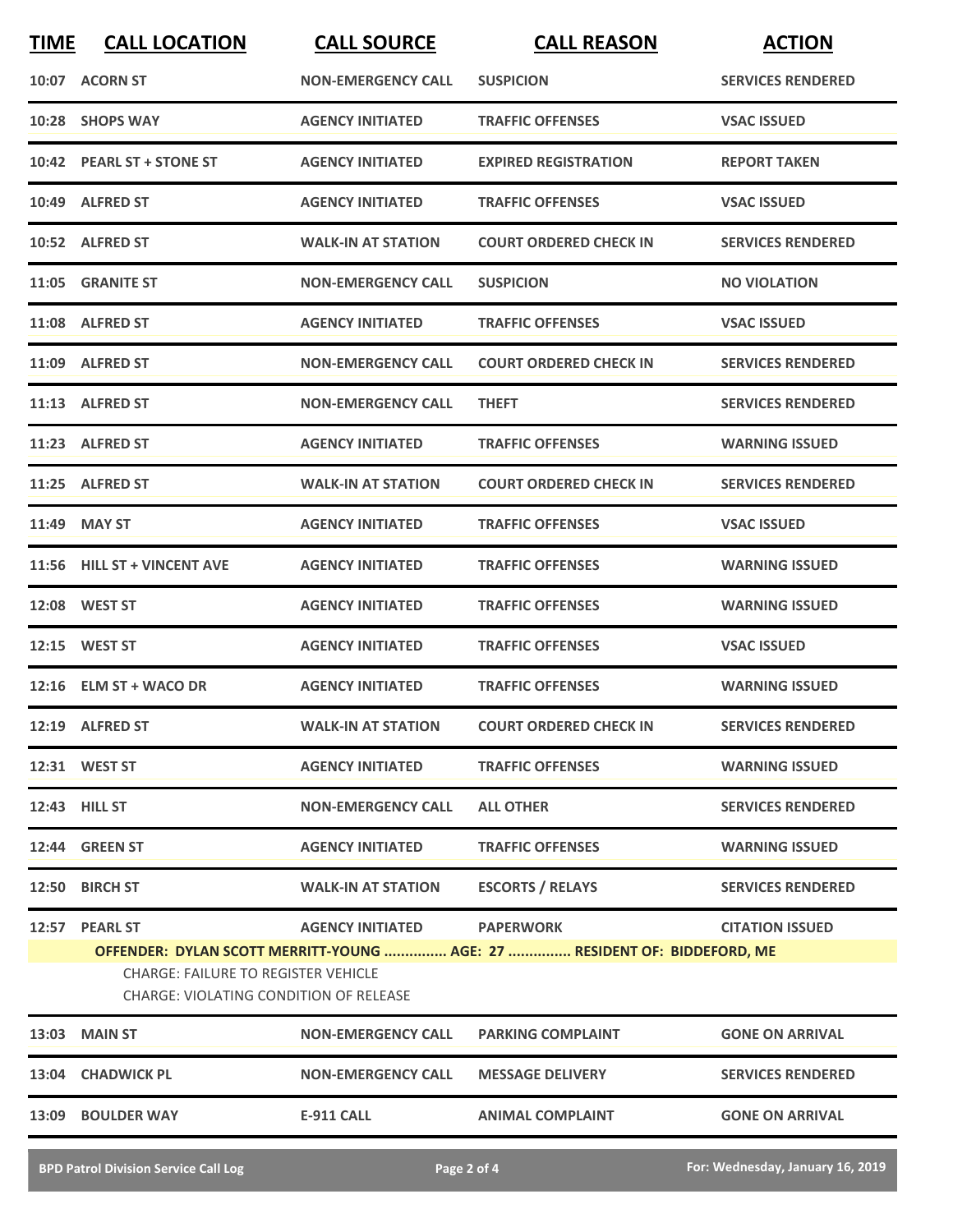| TIME | CALL LOCATION | CALL SOURCE | CALL REASON | ACTION |
|---|---|---|---|---|
| 10:07 | ACORN ST | NON-EMERGENCY CALL | SUSPICION | SERVICES RENDERED |
| 10:28 | SHOPS WAY | AGENCY INITIATED | TRAFFIC OFFENSES | VSAC ISSUED |
| 10:42 | PEARL ST + STONE ST | AGENCY INITIATED | EXPIRED REGISTRATION | REPORT TAKEN |
| 10:49 | ALFRED ST | AGENCY INITIATED | TRAFFIC OFFENSES | VSAC ISSUED |
| 10:52 | ALFRED ST | WALK-IN AT STATION | COURT ORDERED CHECK IN | SERVICES RENDERED |
| 11:05 | GRANITE ST | NON-EMERGENCY CALL | SUSPICION | NO VIOLATION |
| 11:08 | ALFRED ST | AGENCY INITIATED | TRAFFIC OFFENSES | VSAC ISSUED |
| 11:09 | ALFRED ST | NON-EMERGENCY CALL | COURT ORDERED CHECK IN | SERVICES RENDERED |
| 11:13 | ALFRED ST | NON-EMERGENCY CALL | THEFT | SERVICES RENDERED |
| 11:23 | ALFRED ST | AGENCY INITIATED | TRAFFIC OFFENSES | WARNING ISSUED |
| 11:25 | ALFRED ST | WALK-IN AT STATION | COURT ORDERED CHECK IN | SERVICES RENDERED |
| 11:49 | MAY ST | AGENCY INITIATED | TRAFFIC OFFENSES | VSAC ISSUED |
| 11:56 | HILL ST + VINCENT AVE | AGENCY INITIATED | TRAFFIC OFFENSES | WARNING ISSUED |
| 12:08 | WEST ST | AGENCY INITIATED | TRAFFIC OFFENSES | WARNING ISSUED |
| 12:15 | WEST ST | AGENCY INITIATED | TRAFFIC OFFENSES | VSAC ISSUED |
| 12:16 | ELM ST + WACO DR | AGENCY INITIATED | TRAFFIC OFFENSES | WARNING ISSUED |
| 12:19 | ALFRED ST | WALK-IN AT STATION | COURT ORDERED CHECK IN | SERVICES RENDERED |
| 12:31 | WEST ST | AGENCY INITIATED | TRAFFIC OFFENSES | WARNING ISSUED |
| 12:43 | HILL ST | NON-EMERGENCY CALL | ALL OTHER | SERVICES RENDERED |
| 12:44 | GREEN ST | AGENCY INITIATED | TRAFFIC OFFENSES | WARNING ISSUED |
| 12:50 | BIRCH ST | WALK-IN AT STATION | ESCORTS / RELAYS | SERVICES RENDERED |
| 12:57 | PEARL ST | AGENCY INITIATED | PAPERWORK | CITATION ISSUED |

**OFFENDER: DYLAN SCOTT MERRITT-YOUNG ............... AGE: 27 ............... RESIDENT OF: BIDDEFORD, ME**

CHARGE: FAILURE TO REGISTER VEHICLE

CHARGE: VIOLATING CONDITION OF RELEASE

| TIME | CALL LOCATION | CALL SOURCE | CALL REASON | ACTION |
|---|---|---|---|---|
| 13:03 | MAIN ST | NON-EMERGENCY CALL | PARKING COMPLAINT | GONE ON ARRIVAL |
| 13:04 | CHADWICK PL | NON-EMERGENCY CALL | MESSAGE DELIVERY | SERVICES RENDERED |
| 13:09 | BOULDER WAY | E-911 CALL | ANIMAL COMPLAINT | GONE ON ARRIVAL |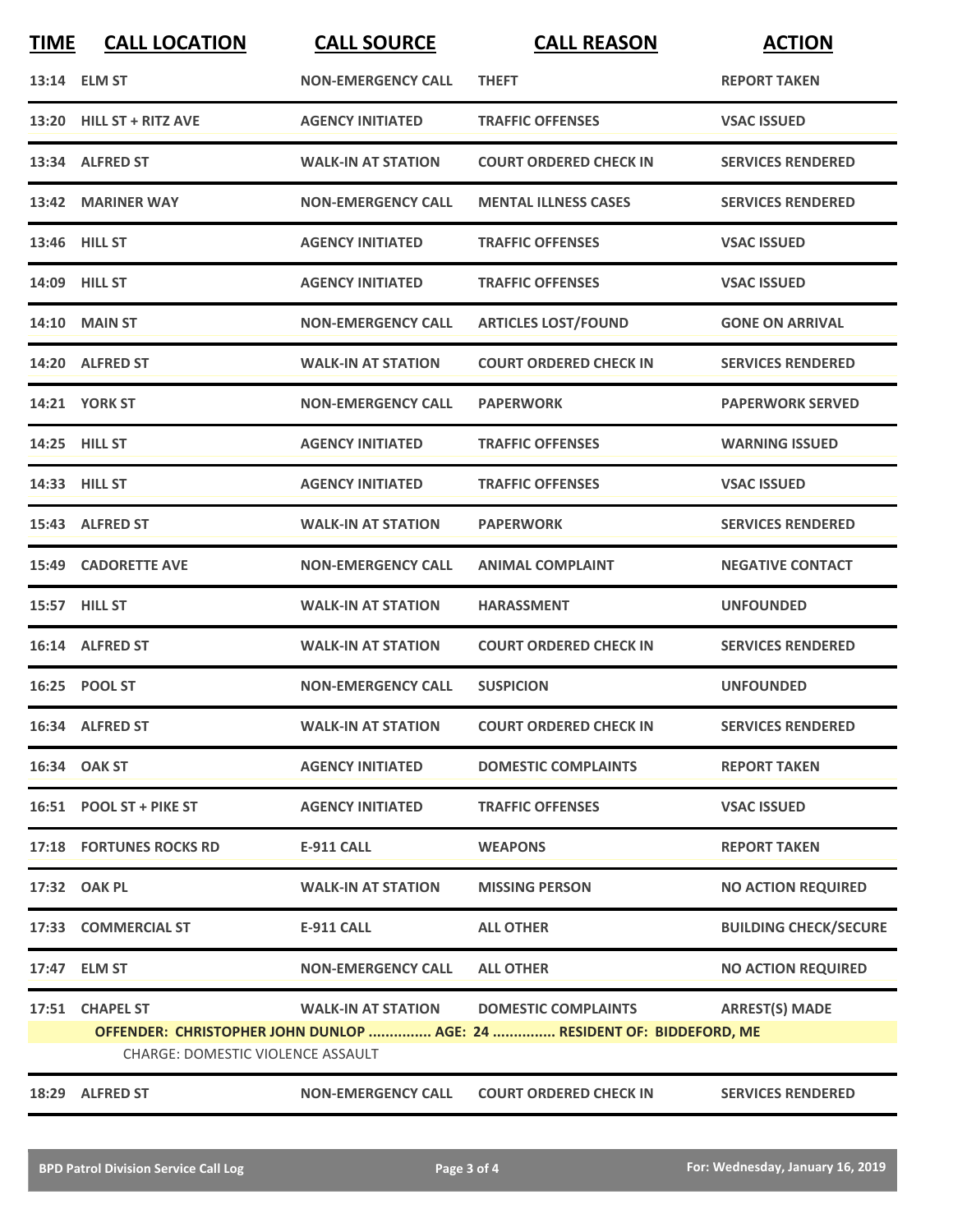| TIME | CALL LOCATION | CALL SOURCE | CALL REASON | ACTION |
|---|---|---|---|---|
| 13:14 | ELM ST | NON-EMERGENCY CALL | THEFT | REPORT TAKEN |
| 13:20 | HILL ST + RITZ AVE | AGENCY INITIATED | TRAFFIC OFFENSES | VSAC ISSUED |
| 13:34 | ALFRED ST | WALK-IN AT STATION | COURT ORDERED CHECK IN | SERVICES RENDERED |
| 13:42 | MARINER WAY | NON-EMERGENCY CALL | MENTAL ILLNESS CASES | SERVICES RENDERED |
| 13:46 | HILL ST | AGENCY INITIATED | TRAFFIC OFFENSES | VSAC ISSUED |
| 14:09 | HILL ST | AGENCY INITIATED | TRAFFIC OFFENSES | VSAC ISSUED |
| 14:10 | MAIN ST | NON-EMERGENCY CALL | ARTICLES LOST/FOUND | GONE ON ARRIVAL |
| 14:20 | ALFRED ST | WALK-IN AT STATION | COURT ORDERED CHECK IN | SERVICES RENDERED |
| 14:21 | YORK ST | NON-EMERGENCY CALL | PAPERWORK | PAPERWORK SERVED |
| 14:25 | HILL ST | AGENCY INITIATED | TRAFFIC OFFENSES | WARNING ISSUED |
| 14:33 | HILL ST | AGENCY INITIATED | TRAFFIC OFFENSES | VSAC ISSUED |
| 15:43 | ALFRED ST | WALK-IN AT STATION | PAPERWORK | SERVICES RENDERED |
| 15:49 | CADORETTE AVE | NON-EMERGENCY CALL | ANIMAL COMPLAINT | NEGATIVE CONTACT |
| 15:57 | HILL ST | WALK-IN AT STATION | HARASSMENT | UNFOUNDED |
| 16:14 | ALFRED ST | WALK-IN AT STATION | COURT ORDERED CHECK IN | SERVICES RENDERED |
| 16:25 | POOL ST | NON-EMERGENCY CALL | SUSPICION | UNFOUNDED |
| 16:34 | ALFRED ST | WALK-IN AT STATION | COURT ORDERED CHECK IN | SERVICES RENDERED |
| 16:34 | OAK ST | AGENCY INITIATED | DOMESTIC COMPLAINTS | REPORT TAKEN |
| 16:51 | POOL ST + PIKE ST | AGENCY INITIATED | TRAFFIC OFFENSES | VSAC ISSUED |
| 17:18 | FORTUNES ROCKS RD | E-911 CALL | WEAPONS | REPORT TAKEN |
| 17:32 | OAK PL | WALK-IN AT STATION | MISSING PERSON | NO ACTION REQUIRED |
| 17:33 | COMMERCIAL ST | E-911 CALL | ALL OTHER | BUILDING CHECK/SECURE |
| 17:47 | ELM ST | NON-EMERGENCY CALL | ALL OTHER | NO ACTION REQUIRED |
| 17:51 | CHAPEL ST | WALK-IN AT STATION | DOMESTIC COMPLAINTS | ARREST(S) MADE |
| OFFENDER: CHRISTOPHER JOHN DUNLOP ............... AGE: 24 ............... RESIDENT OF: BIDDEFORD, ME | | | | |
| CHARGE: DOMESTIC VIOLENCE ASSAULT | | | | |
| 18:29 | ALFRED ST | NON-EMERGENCY CALL | COURT ORDERED CHECK IN | SERVICES RENDERED |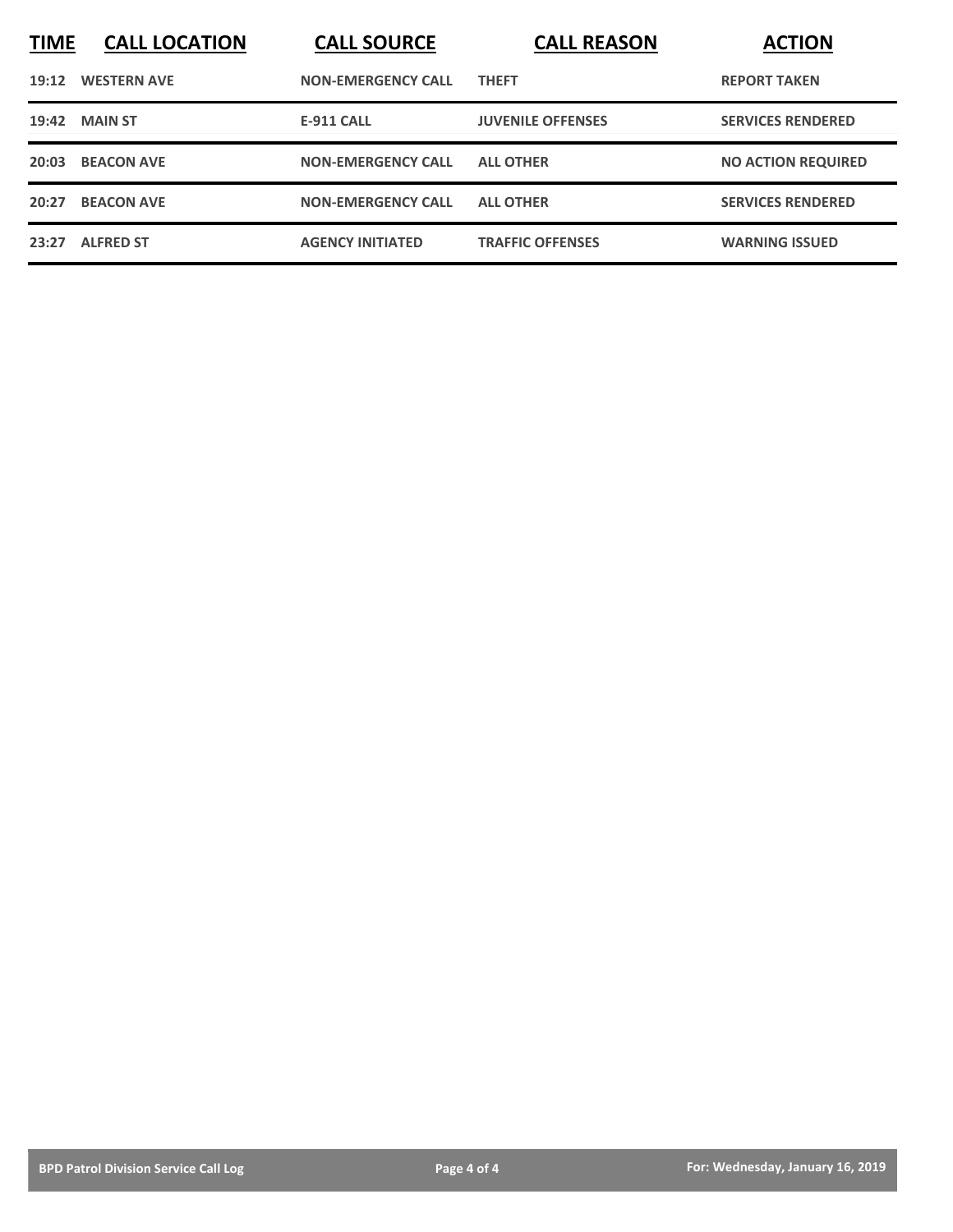| TIME | CALL LOCATION | CALL SOURCE | CALL REASON | ACTION |
| --- | --- | --- | --- | --- |
| 19:12 | WESTERN AVE | NON-EMERGENCY CALL | THEFT | REPORT TAKEN |
| 19:42 | MAIN ST | E-911 CALL | JUVENILE OFFENSES | SERVICES RENDERED |
| 20:03 | BEACON AVE | NON-EMERGENCY CALL | ALL OTHER | NO ACTION REQUIRED |
| 20:27 | BEACON AVE | NON-EMERGENCY CALL | ALL OTHER | SERVICES RENDERED |
| 23:27 | ALFRED ST | AGENCY INITIATED | TRAFFIC OFFENSES | WARNING ISSUED |